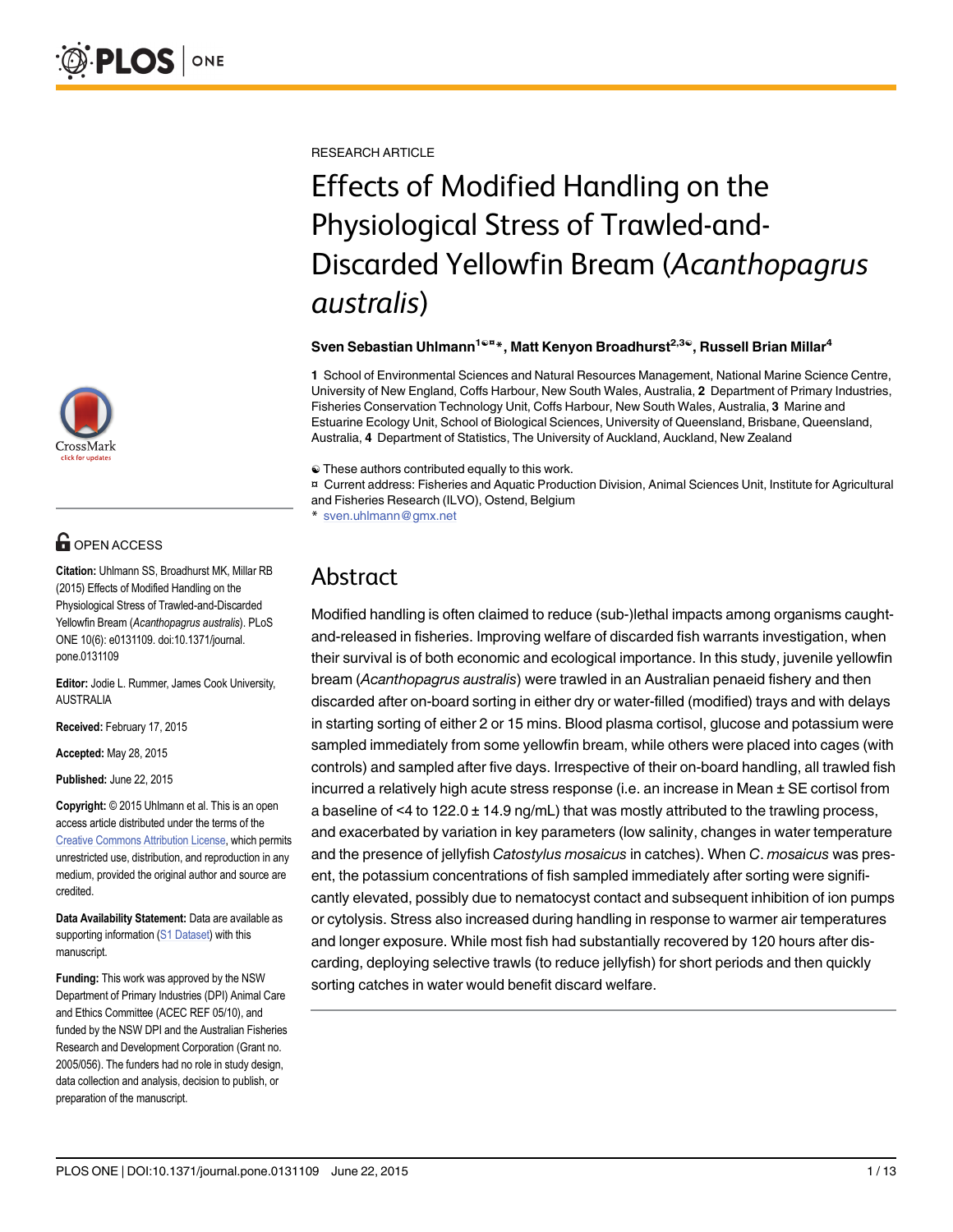RESEARCH ARTICLE

# Effects of Modified Handling on the Physiological Stress of Trawled-and-Discarded Yellowfin Bream (*Acanthopagrus australis*)

**Sven Sebastian Uhlmann[1☯¤*], Matt Kenyon Broadhurst[2,3☯], Russell Brian Millar[4]**

**1** School of Environmental Sciences and Natural Resources Management, National Marine Science Centre, University of New England, Coffs Harbour, New South Wales, Australia, **2** Department of Primary Industries, Fisheries Conservation Technology Unit, Coffs Harbour, New South Wales, Australia, **3** Marine and Estuarine Ecology Unit, School of Biological Sciences, University of Queensland, Brisbane, Queensland, Australia, **4** Department of Statistics, The University of Auckland, Auckland, New Zealand

☯ These authors contributed equally to this work.
¤ Current address: Fisheries and Aquatic Production Division, Animal Sciences Unit, Institute for Agricultural and Fisheries Research (ILVO), Ostend, Belgium
* sven.uhlmann@gmx.net

OPEN ACCESS

**Citation:** Uhlmann SS, Broadhurst MK, Millar RB (2015) Effects of Modified Handling on the Physiological Stress of Trawled-and-Discarded Yellowfin Bream (*Acanthopagrus australis*). PLoS ONE 10(6): e0131109. doi:10.1371/journal.pone.0131109

**Editor:** Jodie L. Rummer, James Cook University, AUSTRALIA

**Received:** February 17, 2015

**Accepted:** May 28, 2015

**Published:** June 22, 2015

**Copyright:** © 2015 Uhlmann et al. This is an open access article distributed under the terms of the Creative Commons Attribution License, which permits unrestricted use, distribution, and reproduction in any medium, provided the original author and source are credited.

**Data Availability Statement:** Data are available as supporting information (S1 Dataset) with this manuscript.

**Funding:** This work was approved by the NSW Department of Primary Industries (DPI) Animal Care and Ethics Committee (ACEC REF 05/10), and funded by the NSW DPI and the Australian Fisheries Research and Development Corporation (Grant no. 2005/056). The funders had no role in study design, data collection and analysis, decision to publish, or preparation of the manuscript.

## Abstract

Modified handling is often claimed to reduce (sub-)lethal impacts among organisms caught-and-released in fisheries. Improving welfare of discarded fish warrants investigation, when their survival is of both economic and ecological importance. In this study, juvenile yellowfin bream (*Acanthopagrus australis*) were trawled in an Australian penaeid fishery and then discarded after on-board sorting in either dry or water-filled (modified) trays and with delays in starting sorting of either 2 or 15 mins. Blood plasma cortisol, glucose and potassium were sampled immediately from some yellowfin bream, while others were placed into cages (with controls) and sampled after five days. Irrespective of their on-board handling, all trawled fish incurred a relatively high acute stress response (i.e. an increase in Mean ± SE cortisol from a baseline of <4 to 122.0 ± 14.9 ng/mL) that was mostly attributed to the trawling process, and exacerbated by variation in key parameters (low salinity, changes in water temperature and the presence of jellyfish *Catostylus mosaicus* in catches). When *C*. *mosaicus* was present, the potassium concentrations of fish sampled immediately after sorting were significantly elevated, possibly due to nematocyst contact and subsequent inhibition of ion pumps or cytolysis. Stress also increased during handling in response to warmer air temperatures and longer exposure. While most fish had substantially recovered by 120 hours after discarding, deploying selective trawls (to reduce jellyfish) for short periods and then quickly sorting catches in water would benefit discard welfare.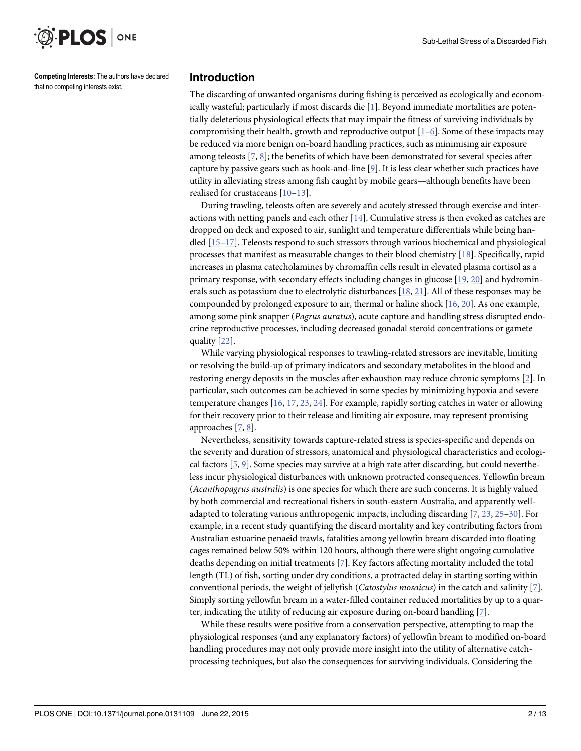**Competing Interests:** The authors have declared that no competing interests exist.

## Introduction

The discarding of unwanted organisms during fishing is perceived as ecologically and economically wasteful; particularly if most discards die [1]. Beyond immediate mortalities are potentially deleterious physiological effects that may impair the fitness of surviving individuals by compromising their health, growth and reproductive output [1–6]. Some of these impacts may be reduced via more benign on-board handling practices, such as minimising air exposure among teleosts [7, 8]; the benefits of which have been demonstrated for several species after capture by passive gears such as hook-and-line [9]. It is less clear whether such practices have utility in alleviating stress among fish caught by mobile gears—although benefits have been realised for crustaceans [10–13].

During trawling, teleosts often are severely and acutely stressed through exercise and interactions with netting panels and each other [14]. Cumulative stress is then evoked as catches are dropped on deck and exposed to air, sunlight and temperature differentials while being handled [15–17]. Teleosts respond to such stressors through various biochemical and physiological processes that manifest as measurable changes to their blood chemistry [18]. Specifically, rapid increases in plasma catecholamines by chromaffin cells result in elevated plasma cortisol as a primary response, with secondary effects including changes in glucose [19, 20] and hydrominerals such as potassium due to electrolytic disturbances [18, 21]. All of these responses may be compounded by prolonged exposure to air, thermal or haline shock [16, 20]. As one example, among some pink snapper (*Pagrus auratus*), acute capture and handling stress disrupted endocrine reproductive processes, including decreased gonadal steroid concentrations or gamete quality [22].

While varying physiological responses to trawling-related stressors are inevitable, limiting or resolving the build-up of primary indicators and secondary metabolites in the blood and restoring energy deposits in the muscles after exhaustion may reduce chronic symptoms [2]. In particular, such outcomes can be achieved in some species by minimizing hypoxia and severe temperature changes [16, 17, 23, 24]. For example, rapidly sorting catches in water or allowing for their recovery prior to their release and limiting air exposure, may represent promising approaches [7, 8].

Nevertheless, sensitivity towards capture-related stress is species-specific and depends on the severity and duration of stressors, anatomical and physiological characteristics and ecological factors [5, 9]. Some species may survive at a high rate after discarding, but could nevertheless incur physiological disturbances with unknown protracted consequences. Yellowfin bream (*Acanthopagrus australis*) is one species for which there are such concerns. It is highly valued by both commercial and recreational fishers in south-eastern Australia, and apparently well-adapted to tolerating various anthropogenic impacts, including discarding [7, 23, 25–30]. For example, in a recent study quantifying the discard mortality and key contributing factors from Australian estuarine penaeid trawls, fatalities among yellowfin bream discarded into floating cages remained below 50% within 120 hours, although there were slight ongoing cumulative deaths depending on initial treatments [7]. Key factors affecting mortality included the total length (TL) of fish, sorting under dry conditions, a protracted delay in starting sorting within conventional periods, the weight of jellyfish (*Catostylus mosaicus*) in the catch and salinity [7]. Simply sorting yellowfin bream in a water-filled container reduced mortalities by up to a quarter, indicating the utility of reducing air exposure during on-board handling [7].

While these results were positive from a conservation perspective, attempting to map the physiological responses (and any explanatory factors) of yellowfin bream to modified on-board handling procedures may not only provide more insight into the utility of alternative catch-processing techniques, but also the consequences for surviving individuals. Considering the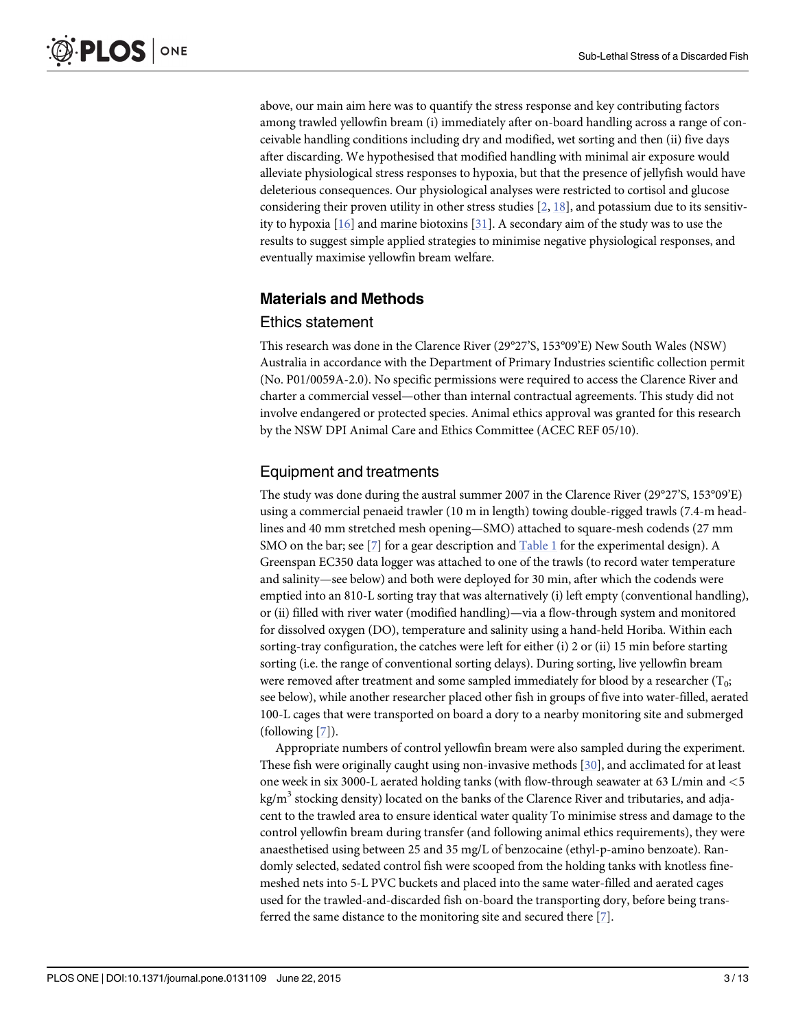above, our main aim here was to quantify the stress response and key contributing factors among trawled yellowfin bream (i) immediately after on-board handling across a range of conceivable handling conditions including dry and modified, wet sorting and then (ii) five days after discarding. We hypothesised that modified handling with minimal air exposure would alleviate physiological stress responses to hypoxia, but that the presence of jellyfish would have deleterious consequences. Our physiological analyses were restricted to cortisol and glucose considering their proven utility in other stress studies [2, 18], and potassium due to its sensitivity to hypoxia [16] and marine biotoxins [31]. A secondary aim of the study was to use the results to suggest simple applied strategies to minimise negative physiological responses, and eventually maximise yellowfin bream welfare.

## Materials and Methods

### Ethics statement

This research was done in the Clarence River (29°27'S, 153°09'E) New South Wales (NSW) Australia in accordance with the Department of Primary Industries scientific collection permit (No. P01/0059A-2.0). No specific permissions were required to access the Clarence River and charter a commercial vessel—other than internal contractual agreements. This study did not involve endangered or protected species. Animal ethics approval was granted for this research by the NSW DPI Animal Care and Ethics Committee (ACEC REF 05/10).

### Equipment and treatments

The study was done during the austral summer 2007 in the Clarence River (29°27'S, 153°09'E) using a commercial penaeid trawler (10 m in length) towing double-rigged trawls (7.4-m headlines and 40 mm stretched mesh opening—SMO) attached to square-mesh codends (27 mm SMO on the bar; see [7] for a gear description and Table 1 for the experimental design). A Greenspan EC350 data logger was attached to one of the trawls (to record water temperature and salinity—see below) and both were deployed for 30 min, after which the codends were emptied into an 810-L sorting tray that was alternatively (i) left empty (conventional handling), or (ii) filled with river water (modified handling)—via a flow-through system and monitored for dissolved oxygen (DO), temperature and salinity using a hand-held Horiba. Within each sorting-tray configuration, the catches were left for either (i) 2 or (ii) 15 min before starting sorting (i.e. the range of conventional sorting delays). During sorting, live yellowfin bream were removed after treatment and some sampled immediately for blood by a researcher ($T_0$; see below), while another researcher placed other fish in groups of five into water-filled, aerated 100-L cages that were transported on board a dory to a nearby monitoring site and submerged (following [7]).

Appropriate numbers of control yellowfin bream were also sampled during the experiment. These fish were originally caught using non-invasive methods [30], and acclimated for at least one week in six 3000-L aerated holding tanks (with flow-through seawater at 63 L/min and <5 kg/m$^3$ stocking density) located on the banks of the Clarence River and tributaries, and adjacent to the trawled area to ensure identical water quality To minimise stress and damage to the control yellowfin bream during transfer (and following animal ethics requirements), they were anaesthetised using between 25 and 35 mg/L of benzocaine (ethyl-p-amino benzoate). Randomly selected, sedated control fish were scooped from the holding tanks with knotless fine-meshed nets into 5-L PVC buckets and placed into the same water-filled and aerated cages used for the trawled-and-discarded fish on-board the transporting dory, before being transferred the same distance to the monitoring site and secured there [7].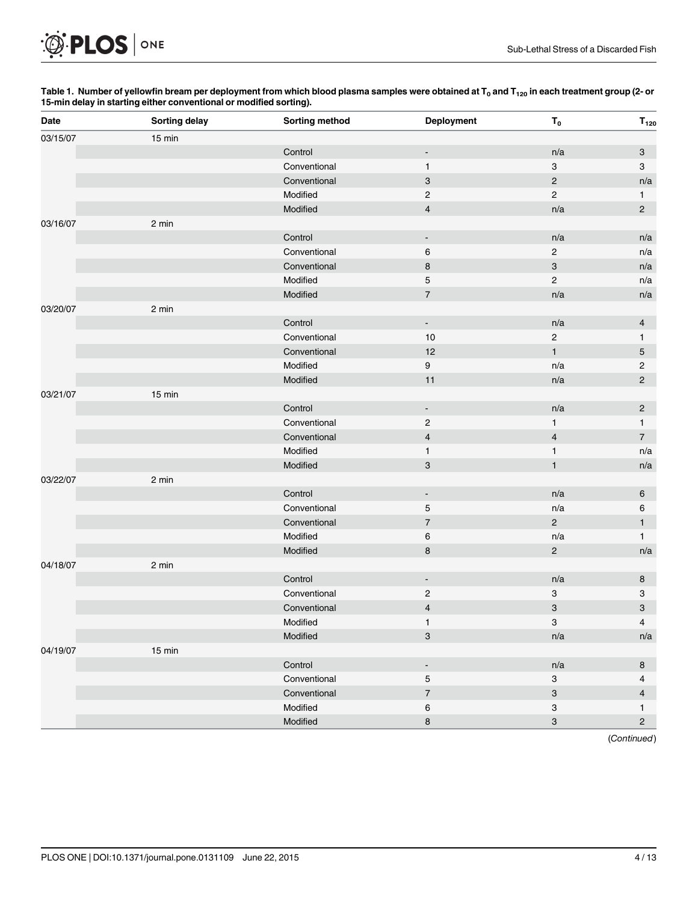**Table 1. Number of yellowfin bream per deployment from which blood plasma samples were obtained at $T_0$ and $T_{120}$ in each treatment group (2- or 15-min delay in starting either conventional or modified sorting).**

| Date | Sorting delay | Sorting method | Deployment | $T_0$ | $T_{120}$ |
|---|---|---|---|---|---|
| 03/15/07 | 15 min | | | | |
| | | Control | - | n/a | 3 |
| | | Conventional | 1 | 3 | 3 |
| | | Conventional | 3 | 2 | n/a |
| | | Modified | 2 | 2 | 1 |
| | | Modified | 4 | n/a | 2 |
| 03/16/07 | 2 min | | | | |
| | | Control | - | n/a | n/a |
| | | Conventional | 6 | 2 | n/a |
| | | Conventional | 8 | 3 | n/a |
| | | Modified | 5 | 2 | n/a |
| | | Modified | 7 | n/a | n/a |
| 03/20/07 | 2 min | | | | |
| | | Control | - | n/a | 4 |
| | | Conventional | 10 | 2 | 1 |
| | | Conventional | 12 | 1 | 5 |
| | | Modified | 9 | n/a | 2 |
| | | Modified | 11 | n/a | 2 |
| 03/21/07 | 15 min | | | | |
| | | Control | - | n/a | 2 |
| | | Conventional | 2 | 1 | 1 |
| | | Conventional | 4 | 4 | 7 |
| | | Modified | 1 | 1 | n/a |
| | | Modified | 3 | 1 | n/a |
| 03/22/07 | 2 min | | | | |
| | | Control | - | n/a | 6 |
| | | Conventional | 5 | n/a | 6 |
| | | Conventional | 7 | 2 | 1 |
| | | Modified | 6 | n/a | 1 |
| | | Modified | 8 | 2 | n/a |
| 04/18/07 | 2 min | | | | |
| | | Control | - | n/a | 8 |
| | | Conventional | 2 | 3 | 3 |
| | | Conventional | 4 | 3 | 3 |
| | | Modified | 1 | 3 | 4 |
| | | Modified | 3 | n/a | n/a |
| 04/19/07 | 15 min | | | | |
| | | Control | - | n/a | 8 |
| | | Conventional | 5 | 3 | 4 |
| | | Conventional | 7 | 3 | 4 |
| | | Modified | 6 | 3 | 1 |
| | | Modified | 8 | 3 | 2 |

(Continued)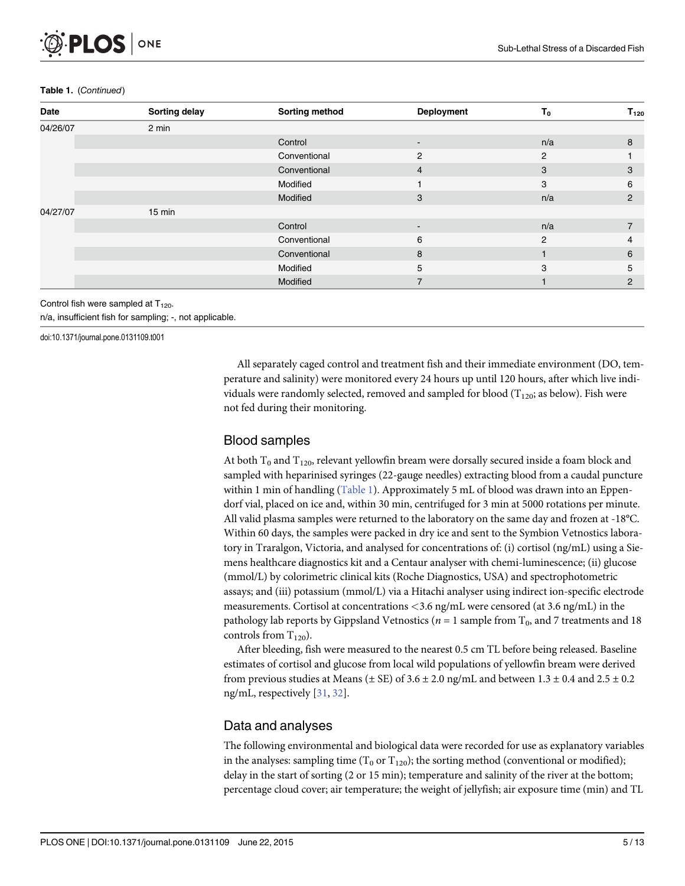**Table 1.** (*Continued*)

| Date | Sorting delay | Sorting method | Deployment | $T_0$ | $T_{120}$ |
|---|---|---|---|---|---|
| 04/26/07 | 2 min | | | | |
| | | Control | - | n/a | 8 |
| | | Conventional | 2 | 2 | 1 |
| | | Conventional | 4 | 3 | 3 |
| | | Modified | 1 | 3 | 6 |
| | | Modified | 3 | n/a | 2 |
| 04/27/07 | 15 min | | | | |
| | | Control | - | n/a | 7 |
| | | Conventional | 6 | 2 | 4 |
| | | Conventional | 8 | 1 | 6 |
| | | Modified | 5 | 3 | 5 |
| | | Modified | 7 | 1 | 2 |

Control fish were sampled at $T_{120}$.

n/a, insufficient fish for sampling; -, not applicable.

doi:10.1371/journal.pone.0131109.t001

All separately caged control and treatment fish and their immediate environment (DO, temperature and salinity) were monitored every 24 hours up until 120 hours, after which live individuals were randomly selected, removed and sampled for blood ($T_{120}$; as below). Fish were not fed during their monitoring.

## Blood samples

At both $T_0$ and $T_{120}$, relevant yellowfin bream were dorsally secured inside a foam block and sampled with heparinised syringes (22-gauge needles) extracting blood from a caudal puncture within 1 min of handling (Table 1). Approximately 5 mL of blood was drawn into an Eppendorf vial, placed on ice and, within 30 min, centrifuged for 3 min at 5000 rotations per minute. All valid plasma samples were returned to the laboratory on the same day and frozen at -18°C. Within 60 days, the samples were packed in dry ice and sent to the Symbion Vetnostics laboratory in Traralgon, Victoria, and analysed for concentrations of: (i) cortisol (ng/mL) using a Siemens healthcare diagnostics kit and a Centaur analyser with chemi-luminescence; (ii) glucose (mmol/L) by colorimetric clinical kits (Roche Diagnostics, USA) and spectrophotometric assays; and (iii) potassium (mmol/L) via a Hitachi analyser using indirect ion-specific electrode measurements. Cortisol at concentrations <3.6 ng/mL were censored (at 3.6 ng/mL) in the pathology lab reports by Gippsland Vetnostics ($n = 1$ sample from $T_0$, and 7 treatments and 18 controls from $T_{120}$).

After bleeding, fish were measured to the nearest 0.5 cm TL before being released. Baseline estimates of cortisol and glucose from local wild populations of yellowfin bream were derived from previous studies at Means (± SE) of 3.6 ± 2.0 ng/mL and between 1.3 ± 0.4 and 2.5 ± 0.2 ng/mL, respectively [31, 32].

## Data and analyses

The following environmental and biological data were recorded for use as explanatory variables in the analyses: sampling time ($T_0$ or $T_{120}$); the sorting method (conventional or modified); delay in the start of sorting (2 or 15 min); temperature and salinity of the river at the bottom; percentage cloud cover; air temperature; the weight of jellyfish; air exposure time (min) and TL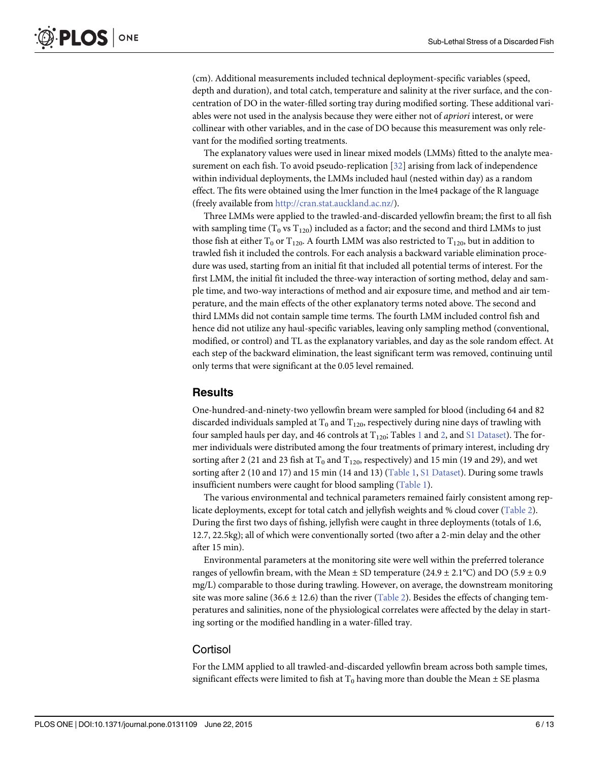(cm). Additional measurements included technical deployment-specific variables (speed, depth and duration), and total catch, temperature and salinity at the river surface, and the concentration of DO in the water-filled sorting tray during modified sorting. These additional variables were not used in the analysis because they were either not of *apriori* interest, or were collinear with other variables, and in the case of DO because this measurement was only relevant for the modified sorting treatments.

The explanatory values were used in linear mixed models (LMMs) fitted to the analyte measurement on each fish. To avoid pseudo-replication [32] arising from lack of independence within individual deployments, the LMMs included haul (nested within day) as a random effect. The fits were obtained using the lmer function in the lme4 package of the R language (freely available from http://cran.stat.auckland.ac.nz/).

Three LMMs were applied to the trawled-and-discarded yellowfin bream; the first to all fish with sampling time ($T_0$ vs $T_{120}$) included as a factor; and the second and third LMMs to just those fish at either $T_0$ or $T_{120}$. A fourth LMM was also restricted to $T_{120}$, but in addition to trawled fish it included the controls. For each analysis a backward variable elimination procedure was used, starting from an initial fit that included all potential terms of interest. For the first LMM, the initial fit included the three-way interaction of sorting method, delay and sample time, and two-way interactions of method and air exposure time, and method and air temperature, and the main effects of the other explanatory terms noted above. The second and third LMMs did not contain sample time terms. The fourth LMM included control fish and hence did not utilize any haul-specific variables, leaving only sampling method (conventional, modified, or control) and TL as the explanatory variables, and day as the sole random effect. At each step of the backward elimination, the least significant term was removed, continuing until only terms that were significant at the 0.05 level remained.

## Results

One-hundred-and-ninety-two yellowfin bream were sampled for blood (including 64 and 82 discarded individuals sampled at $T_0$ and $T_{120}$, respectively during nine days of trawling with four sampled hauls per day, and 46 controls at $T_{120}$; Tables 1 and 2, and S1 Dataset). The former individuals were distributed among the four treatments of primary interest, including dry sorting after 2 (21 and 23 fish at $T_0$ and $T_{120}$, respectively) and 15 min (19 and 29), and wet sorting after 2 (10 and 17) and 15 min (14 and 13) (Table 1, S1 Dataset). During some trawls insufficient numbers were caught for blood sampling (Table 1).

The various environmental and technical parameters remained fairly consistent among replicate deployments, except for total catch and jellyfish weights and % cloud cover (Table 2). During the first two days of fishing, jellyfish were caught in three deployments (totals of 1.6, 12.7, 22.5kg); all of which were conventionally sorted (two after a 2-min delay and the other after 15 min).

Environmental parameters at the monitoring site were well within the preferred tolerance ranges of yellowfin bream, with the Mean ± SD temperature (24.9 ± 2.1°C) and DO (5.9 ± 0.9 mg/L) comparable to those during trawling. However, on average, the downstream monitoring site was more saline (36.6 ± 12.6) than the river (Table 2). Besides the effects of changing temperatures and salinities, none of the physiological correlates were affected by the delay in starting sorting or the modified handling in a water-filled tray.

### Cortisol

For the LMM applied to all trawled-and-discarded yellowfin bream across both sample times, significant effects were limited to fish at $T_0$ having more than double the Mean ± SE plasma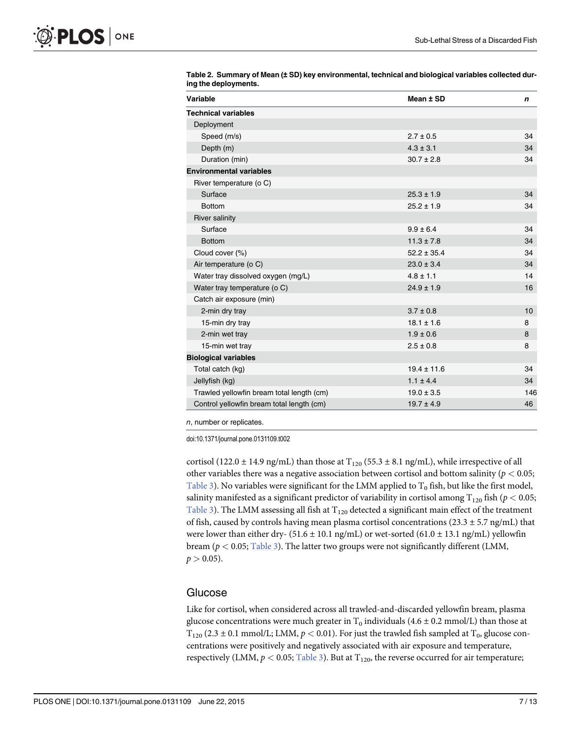**Table 2. Summary of Mean (± SD) key environmental, technical and biological variables collected during the deployments.**

| Variable | Mean ± SD | *n* |
|---|---|---|
| **Technical variables** | | |
| Deployment | | |
| Speed (m/s) | 2.7 ± 0.5 | 34 |
| Depth (m) | 4.3 ± 3.1 | 34 |
| Duration (min) | 30.7 ± 2.8 | 34 |
| **Environmental variables** | | |
| River temperature (o C) | | |
| Surface | 25.3 ± 1.9 | 34 |
| Bottom | 25.2 ± 1.9 | 34 |
| River salinity | | |
| Surface | 9.9 ± 6.4 | 34 |
| Bottom | 11.3 ± 7.8 | 34 |
| Cloud cover (%) | 52.2 ± 35.4 | 34 |
| Air temperature (o C) | 23.0 ± 3.4 | 34 |
| Water tray dissolved oxygen (mg/L) | 4.8 ± 1.1 | 14 |
| Water tray temperature (o C) | 24.9 ± 1.9 | 16 |
| Catch air exposure (min) | | |
| 2-min dry tray | 3.7 ± 0.8 | 10 |
| 15-min dry tray | 18.1 ± 1.6 | 8 |
| 2-min wet tray | 1.9 ± 0.6 | 8 |
| 15-min wet tray | 2.5 ± 0.8 | 8 |
| **Biological variables** | | |
| Total catch (kg) | 19.4 ± 11.6 | 34 |
| Jellyfish (kg) | 1.1 ± 4.4 | 34 |
| Trawled yellowfin bream total length (cm) | 19.0 ± 3.5 | 146 |
| Control yellowfin bream total length (cm) | 19.7 ± 4.9 | 46 |

*n*, number or replicates.

doi:10.1371/journal.pone.0131109.t002

cortisol (122.0 ± 14.9 ng/mL) than those at $T_{120}$ (55.3 ± 8.1 ng/mL), while irrespective of all other variables there was a negative association between cortisol and bottom salinity ($p < 0.05$; Table 3). No variables were significant for the LMM applied to $T_0$ fish, but like the first model, salinity manifested as a significant predictor of variability in cortisol among $T_{120}$ fish ($p < 0.05$; Table 3). The LMM assessing all fish at $T_{120}$ detected a significant main effect of the treatment of fish, caused by controls having mean plasma cortisol concentrations (23.3 ± 5.7 ng/mL) that were lower than either dry- (51.6 ± 10.1 ng/mL) or wet-sorted (61.0 ± 13.1 ng/mL) yellowfin bream ($p < 0.05$; Table 3). The latter two groups were not significantly different (LMM, $p > 0.05$).

## Glucose

Like for cortisol, when considered across all trawled-and-discarded yellowfin bream, plasma glucose concentrations were much greater in $T_0$ individuals (4.6 ± 0.2 mmol/L) than those at $T_{120}$ (2.3 ± 0.1 mmol/L; LMM, $p < 0.01$). For just the trawled fish sampled at $T_0$, glucose concentrations were positively and negatively associated with air exposure and temperature, respectively (LMM, $p < 0.05$; Table 3). But at $T_{120}$, the reverse occurred for air temperature;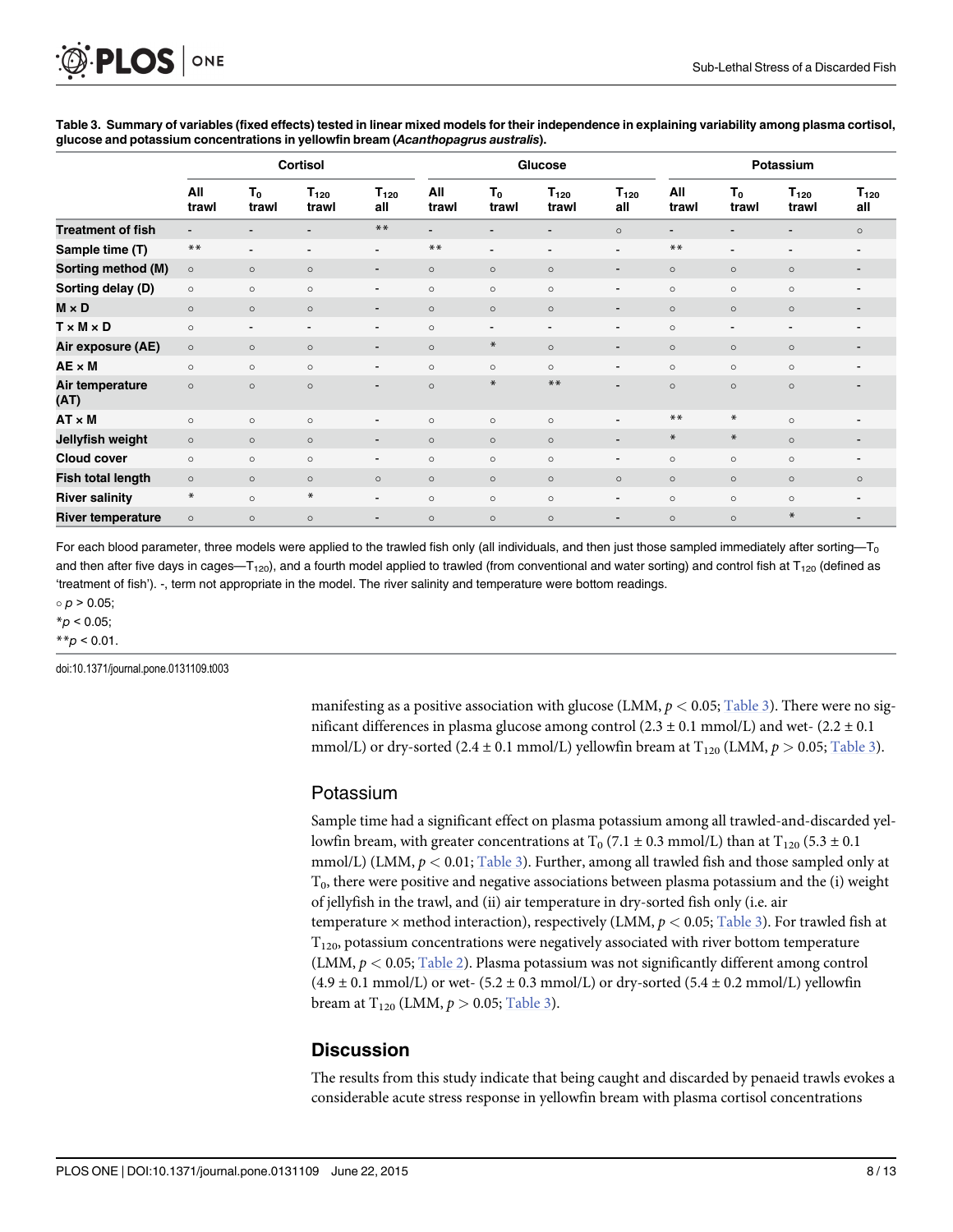**Table 3. Summary of variables (fixed effects) tested in linear mixed models for their independence in explaining variability among plasma cortisol, glucose and potassium concentrations in yellowfin bream (*Acanthopagrus australis*).**

| | Cortisol | | | | Glucose | | | | Potassium | | | |
|---|---|---|---|---|---|---|---|---|---|---|---|---|
| | All trawl | $T_0$ trawl | $T_{120}$ trawl | $T_{120}$ all | All trawl | $T_0$ trawl | $T_{120}$ trawl | $T_{120}$ all | All trawl | $T_0$ trawl | $T_{120}$ trawl | $T_{120}$ all |
| **Treatment of fish** | - | - | - | ** | - | - | - | ○ | - | - | - | ○ |
| **Sample time (T)** | ** | - | - | - | ** | - | - | - | ** | - | - | - |
| **Sorting method (M)** | ○ | ○ | ○ | - | ○ | ○ | ○ | - | ○ | ○ | ○ | - |
| **Sorting delay (D)** | ○ | ○ | ○ | - | ○ | ○ | ○ | - | ○ | ○ | ○ | - |
| **M × D** | ○ | ○ | ○ | - | ○ | ○ | ○ | - | ○ | ○ | ○ | - |
| **T × M × D** | ○ | - | - | - | ○ | - | - | - | ○ | - | - | - |
| **Air exposure (AE)** | ○ | ○ | ○ | - | ○ | * | ○ | - | ○ | ○ | ○ | - |
| **AE × M** | ○ | ○ | ○ | - | ○ | ○ | ○ | - | ○ | ○ | ○ | - |
| **Air temperature (AT)** | ○ | ○ | ○ | - | ○ | * | ** | - | ○ | ○ | ○ | - |
| **AT × M** | ○ | ○ | ○ | - | ○ | ○ | ○ | - | ** | * | ○ | - |
| **Jellyfish weight** | ○ | ○ | ○ | - | ○ | ○ | ○ | - | * | * | ○ | - |
| **Cloud cover** | ○ | ○ | ○ | - | ○ | ○ | ○ | - | ○ | ○ | ○ | - |
| **Fish total length** | ○ | ○ | ○ | ○ | ○ | ○ | ○ | ○ | ○ | ○ | ○ | ○ |
| **River salinity** | * | ○ | * | - | ○ | ○ | ○ | - | ○ | ○ | ○ | - |
| **River temperature** | ○ | ○ | ○ | - | ○ | ○ | ○ | - | ○ | ○ | * | - |

For each blood parameter, three models were applied to the trawled fish only (all individuals, and then just those sampled immediately after sorting—$T_0$ and then after five days in cages—$T_{120}$), and a fourth model applied to trawled (from conventional and water sorting) and control fish at $T_{120}$ (defined as 'treatment of fish'). -, term not appropriate in the model. The river salinity and temperature were bottom readings.

○ $p > 0.05$;

*$p < 0.05$;

**$p < 0.01$.

doi:10.1371/journal.pone.0131109.t003

manifesting as a positive association with glucose (LMM, $p < 0.05$; Table 3). There were no significant differences in plasma glucose among control (2.3 ± 0.1 mmol/L) and wet- (2.2 ± 0.1 mmol/L) or dry-sorted (2.4 ± 0.1 mmol/L) yellowfin bream at $T_{120}$ (LMM, $p > 0.05$; Table 3).

## Potassium

Sample time had a significant effect on plasma potassium among all trawled-and-discarded yellowfin bream, with greater concentrations at $T_0$ (7.1 ± 0.3 mmol/L) than at $T_{120}$ (5.3 ± 0.1 mmol/L) (LMM, $p < 0.01$; Table 3). Further, among all trawled fish and those sampled only at $T_0$, there were positive and negative associations between plasma potassium and the (i) weight of jellyfish in the trawl, and (ii) air temperature in dry-sorted fish only (i.e. air temperature × method interaction), respectively (LMM, $p < 0.05$; Table 3). For trawled fish at $T_{120}$, potassium concentrations were negatively associated with river bottom temperature (LMM, $p < 0.05$; Table 2). Plasma potassium was not significantly different among control (4.9 ± 0.1 mmol/L) or wet- (5.2 ± 0.3 mmol/L) or dry-sorted (5.4 ± 0.2 mmol/L) yellowfin bream at $T_{120}$ (LMM, $p > 0.05$; Table 3).

# Discussion

The results from this study indicate that being caught and discarded by penaeid trawls evokes a considerable acute stress response in yellowfin bream with plasma cortisol concentrations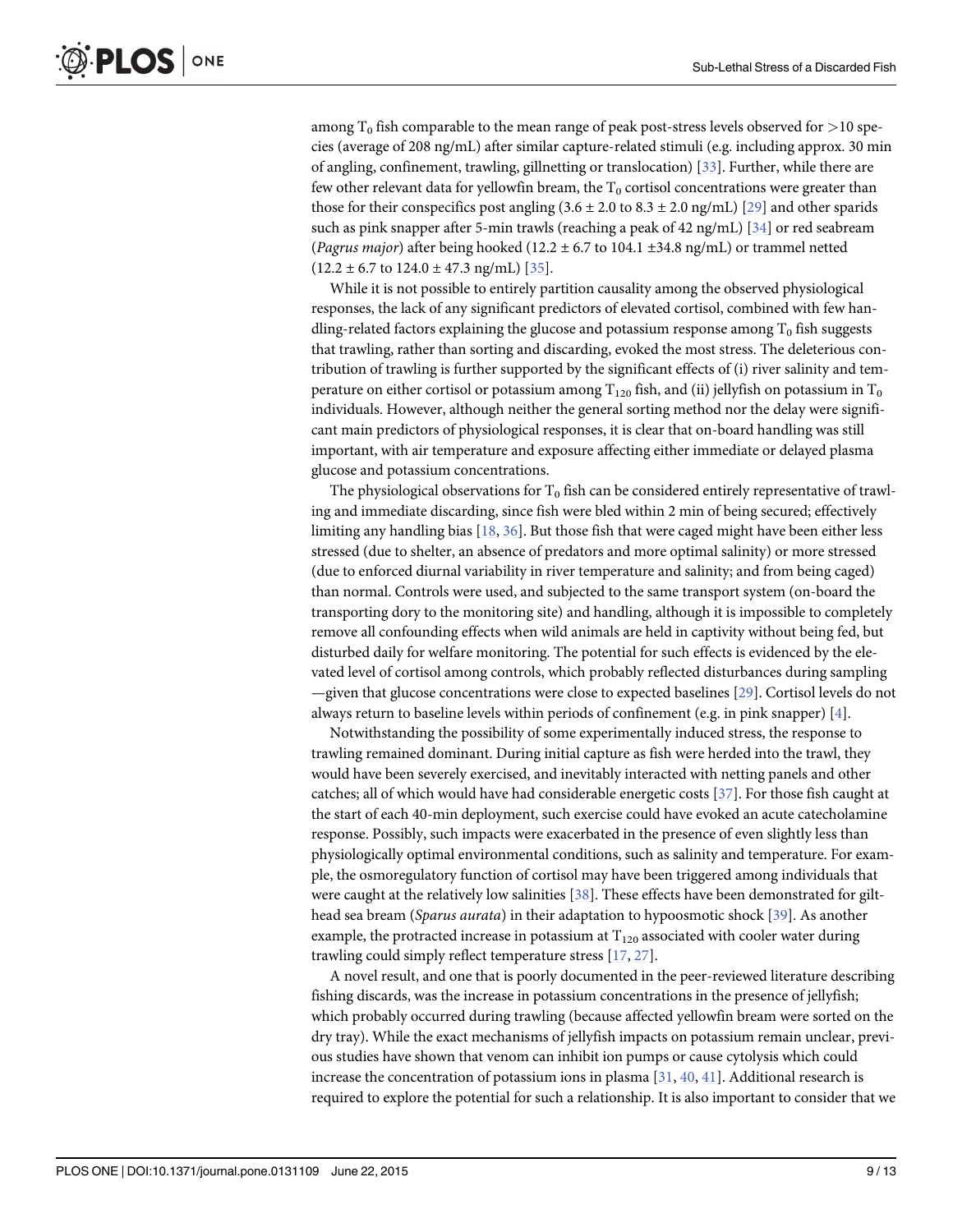among $T_0$ fish comparable to the mean range of peak post-stress levels observed for >10 species (average of 208 ng/mL) after similar capture-related stimuli (e.g. including approx. 30 min of angling, confinement, trawling, gillnetting or translocation) [33]. Further, while there are few other relevant data for yellowfin bream, the $T_0$ cortisol concentrations were greater than those for their conspecifics post angling ($3.6 \pm 2.0$ to $8.3 \pm 2.0$ ng/mL) [29] and other sparids such as pink snapper after 5-min trawls (reaching a peak of 42 ng/mL) [34] or red seabream (*Pagrus major*) after being hooked ($12.2 \pm 6.7$ to $104.1 \pm 34.8$ ng/mL) or trammel netted ($12.2 \pm 6.7$ to $124.0 \pm 47.3$ ng/mL) [35].

While it is not possible to entirely partition causality among the observed physiological responses, the lack of any significant predictors of elevated cortisol, combined with few handling-related factors explaining the glucose and potassium response among $T_0$ fish suggests that trawling, rather than sorting and discarding, evoked the most stress. The deleterious contribution of trawling is further supported by the significant effects of (i) river salinity and temperature on either cortisol or potassium among $T_{120}$ fish, and (ii) jellyfish on potassium in $T_0$ individuals. However, although neither the general sorting method nor the delay were significant main predictors of physiological responses, it is clear that on-board handling was still important, with air temperature and exposure affecting either immediate or delayed plasma glucose and potassium concentrations.

The physiological observations for $T_0$ fish can be considered entirely representative of trawling and immediate discarding, since fish were bled within 2 min of being secured; effectively limiting any handling bias [18, 36]. But those fish that were caged might have been either less stressed (due to shelter, an absence of predators and more optimal salinity) or more stressed (due to enforced diurnal variability in river temperature and salinity; and from being caged) than normal. Controls were used, and subjected to the same transport system (on-board the transporting dory to the monitoring site) and handling, although it is impossible to completely remove all confounding effects when wild animals are held in captivity without being fed, but disturbed daily for welfare monitoring. The potential for such effects is evidenced by the elevated level of cortisol among controls, which probably reflected disturbances during sampling —given that glucose concentrations were close to expected baselines [29]. Cortisol levels do not always return to baseline levels within periods of confinement (e.g. in pink snapper) [4].

Notwithstanding the possibility of some experimentally induced stress, the response to trawling remained dominant. During initial capture as fish were herded into the trawl, they would have been severely exercised, and inevitably interacted with netting panels and other catches; all of which would have had considerable energetic costs [37]. For those fish caught at the start of each 40-min deployment, such exercise could have evoked an acute catecholamine response. Possibly, such impacts were exacerbated in the presence of even slightly less than physiologically optimal environmental conditions, such as salinity and temperature. For example, the osmoregulatory function of cortisol may have been triggered among individuals that were caught at the relatively low salinities [38]. These effects have been demonstrated for gilthead sea bream (*Sparus aurata*) in their adaptation to hypoosmotic shock [39]. As another example, the protracted increase in potassium at $T_{120}$ associated with cooler water during trawling could simply reflect temperature stress [17, 27].

A novel result, and one that is poorly documented in the peer-reviewed literature describing fishing discards, was the increase in potassium concentrations in the presence of jellyfish; which probably occurred during trawling (because affected yellowfin bream were sorted on the dry tray). While the exact mechanisms of jellyfish impacts on potassium remain unclear, previous studies have shown that venom can inhibit ion pumps or cause cytolysis which could increase the concentration of potassium ions in plasma [31, 40, 41]. Additional research is required to explore the potential for such a relationship. It is also important to consider that we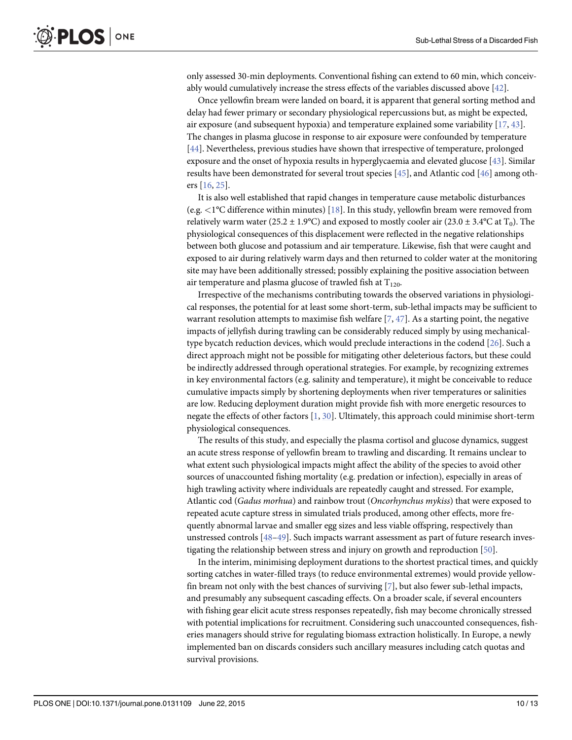only assessed 30-min deployments. Conventional fishing can extend to 60 min, which conceivably would cumulatively increase the stress effects of the variables discussed above [42].

Once yellowfin bream were landed on board, it is apparent that general sorting method and delay had fewer primary or secondary physiological repercussions but, as might be expected, air exposure (and subsequent hypoxia) and temperature explained some variability [17, 43]. The changes in plasma glucose in response to air exposure were confounded by temperature [44]. Nevertheless, previous studies have shown that irrespective of temperature, prolonged exposure and the onset of hypoxia results in hyperglycaemia and elevated glucose [43]. Similar results have been demonstrated for several trout species [45], and Atlantic cod [46] among others [16, 25].

It is also well established that rapid changes in temperature cause metabolic disturbances (e.g. <1°C difference within minutes) [18]. In this study, yellowfin bream were removed from relatively warm water (25.2 ± 1.9°C) and exposed to mostly cooler air (23.0 ± 3.4°C at $T_0$). The physiological consequences of this displacement were reflected in the negative relationships between both glucose and potassium and air temperature. Likewise, fish that were caught and exposed to air during relatively warm days and then returned to colder water at the monitoring site may have been additionally stressed; possibly explaining the positive association between air temperature and plasma glucose of trawled fish at $T_{120}$.

Irrespective of the mechanisms contributing towards the observed variations in physiological responses, the potential for at least some short-term, sub-lethal impacts may be sufficient to warrant resolution attempts to maximise fish welfare [7, 47]. As a starting point, the negative impacts of jellyfish during trawling can be considerably reduced simply by using mechanical-type bycatch reduction devices, which would preclude interactions in the codend [26]. Such a direct approach might not be possible for mitigating other deleterious factors, but these could be indirectly addressed through operational strategies. For example, by recognizing extremes in key environmental factors (e.g. salinity and temperature), it might be conceivable to reduce cumulative impacts simply by shortening deployments when river temperatures or salinities are low. Reducing deployment duration might provide fish with more energetic resources to negate the effects of other factors [1, 30]. Ultimately, this approach could minimise short-term physiological consequences.

The results of this study, and especially the plasma cortisol and glucose dynamics, suggest an acute stress response of yellowfin bream to trawling and discarding. It remains unclear to what extent such physiological impacts might affect the ability of the species to avoid other sources of unaccounted fishing mortality (e.g. predation or infection), especially in areas of high trawling activity where individuals are repeatedly caught and stressed. For example, Atlantic cod (*Gadus morhua*) and rainbow trout (*Oncorhynchus mykiss*) that were exposed to repeated acute capture stress in simulated trials produced, among other effects, more frequently abnormal larvae and smaller egg sizes and less viable offspring, respectively than unstressed controls [48–49]. Such impacts warrant assessment as part of future research investigating the relationship between stress and injury on growth and reproduction [50].

In the interim, minimising deployment durations to the shortest practical times, and quickly sorting catches in water-filled trays (to reduce environmental extremes) would provide yellowfin bream not only with the best chances of surviving [7], but also fewer sub-lethal impacts, and presumably any subsequent cascading effects. On a broader scale, if several encounters with fishing gear elicit acute stress responses repeatedly, fish may become chronically stressed with potential implications for recruitment. Considering such unaccounted consequences, fisheries managers should strive for regulating biomass extraction holistically. In Europe, a newly implemented ban on discards considers such ancillary measures including catch quotas and survival provisions.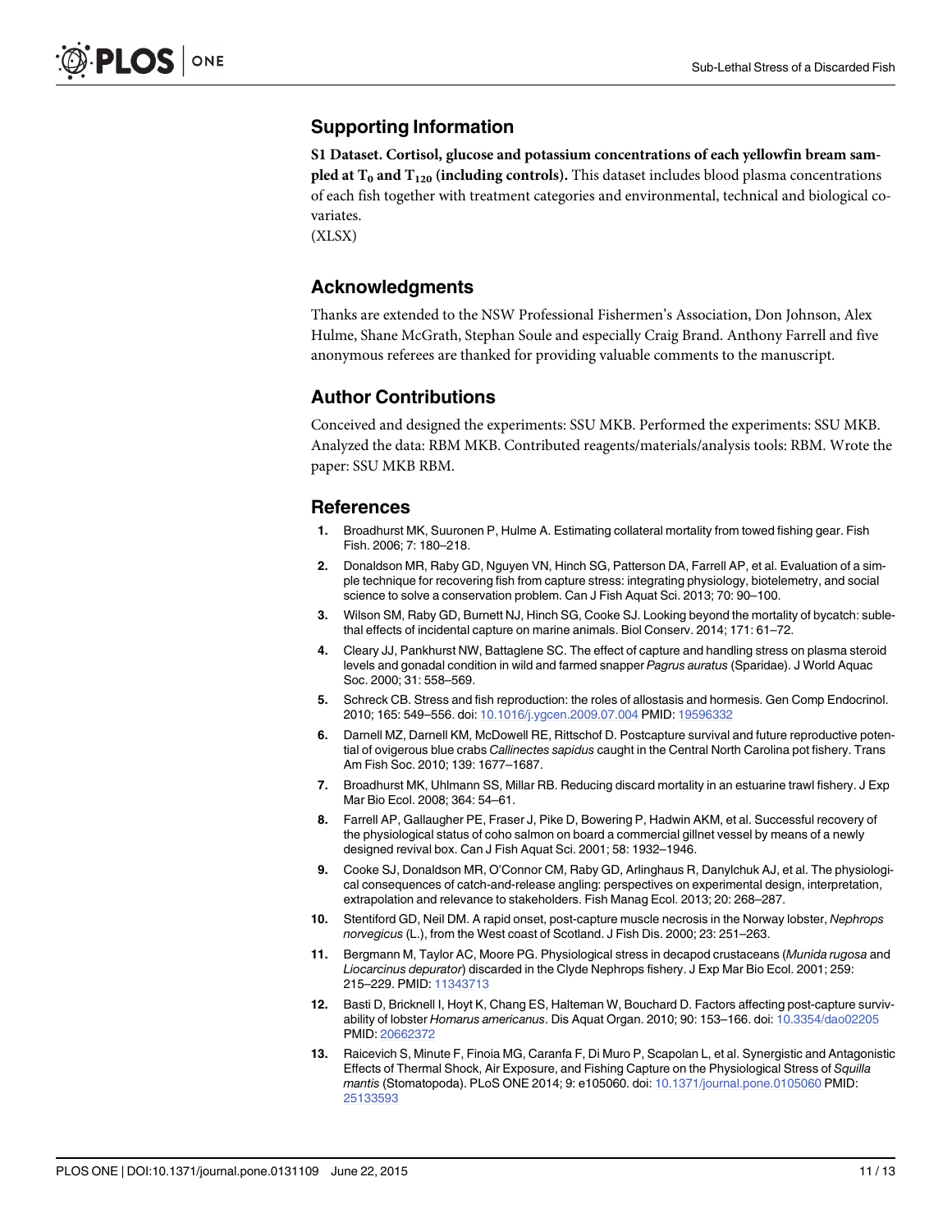## Supporting Information

**S1 Dataset. Cortisol, glucose and potassium concentrations of each yellowfin bream sampled at $T_0$ and $T_{120}$ (including controls).** This dataset includes blood plasma concentrations of each fish together with treatment categories and environmental, technical and biological co-variates.
(XLSX)

## Acknowledgments

Thanks are extended to the NSW Professional Fishermen's Association, Don Johnson, Alex Hulme, Shane McGrath, Stephan Soule and especially Craig Brand. Anthony Farrell and five anonymous referees are thanked for providing valuable comments to the manuscript.

## Author Contributions

Conceived and designed the experiments: SSU MKB. Performed the experiments: SSU MKB. Analyzed the data: RBM MKB. Contributed reagents/materials/analysis tools: RBM. Wrote the paper: SSU MKB RBM.

## References

1. Broadhurst MK, Suuronen P, Hulme A. Estimating collateral mortality from towed fishing gear. Fish Fish. 2006; 7: 180–218.
2. Donaldson MR, Raby GD, Nguyen VN, Hinch SG, Patterson DA, Farrell AP, et al. Evaluation of a simple technique for recovering fish from capture stress: integrating physiology, biotelemetry, and social science to solve a conservation problem. Can J Fish Aquat Sci. 2013; 70: 90–100.
3. Wilson SM, Raby GD, Burnett NJ, Hinch SG, Cooke SJ. Looking beyond the mortality of bycatch: sublethal effects of incidental capture on marine animals. Biol Conserv. 2014; 171: 61–72.
4. Cleary JJ, Pankhurst NW, Battaglene SC. The effect of capture and handling stress on plasma steroid levels and gonadal condition in wild and farmed snapper *Pagrus auratus* (Sparidae). J World Aquac Soc. 2000; 31: 558–569.
5. Schreck CB. Stress and fish reproduction: the roles of allostasis and hormesis. Gen Comp Endocrinol. 2010; 165: 549–556. doi: 10.1016/j.ygcen.2009.07.004 PMID: 19596332
6. Darnell MZ, Darnell KM, McDowell RE, Rittschof D. Postcapture survival and future reproductive potential of ovigerous blue crabs *Callinectes sapidus* caught in the Central North Carolina pot fishery. Trans Am Fish Soc. 2010; 139: 1677–1687.
7. Broadhurst MK, Uhlmann SS, Millar RB. Reducing discard mortality in an estuarine trawl fishery. J Exp Mar Bio Ecol. 2008; 364: 54–61.
8. Farrell AP, Gallaugher PE, Fraser J, Pike D, Bowering P, Hadwin AKM, et al. Successful recovery of the physiological status of coho salmon on board a commercial gillnet vessel by means of a newly designed revival box. Can J Fish Aquat Sci. 2001; 58: 1932–1946.
9. Cooke SJ, Donaldson MR, O'Connor CM, Raby GD, Arlinghaus R, Danylchuk AJ, et al. The physiological consequences of catch-and-release angling: perspectives on experimental design, interpretation, extrapolation and relevance to stakeholders. Fish Manag Ecol. 2013; 20: 268–287.
10. Stentiford GD, Neil DM. A rapid onset, post-capture muscle necrosis in the Norway lobster, *Nephrops norvegicus* (L.), from the West coast of Scotland. J Fish Dis. 2000; 23: 251–263.
11. Bergmann M, Taylor AC, Moore PG. Physiological stress in decapod crustaceans (*Munida rugosa* and *Liocarcinus depurator*) discarded in the Clyde Nephrops fishery. J Exp Mar Bio Ecol. 2001; 259: 215–229. PMID: 11343713
12. Basti D, Bricknell I, Hoyt K, Chang ES, Halteman W, Bouchard D. Factors affecting post-capture survivability of lobster *Homarus americanus*. Dis Aquat Organ. 2010; 90: 153–166. doi: 10.3354/dao02205 PMID: 20662372
13. Raicevich S, Minute F, Finoia MG, Caranfa F, Di Muro P, Scapolan L, et al. Synergistic and Antagonistic Effects of Thermal Shock, Air Exposure, and Fishing Capture on the Physiological Stress of *Squilla mantis* (Stomatopoda). PLoS ONE 2014; 9: e105060. doi: 10.1371/journal.pone.0105060 PMID: 25133593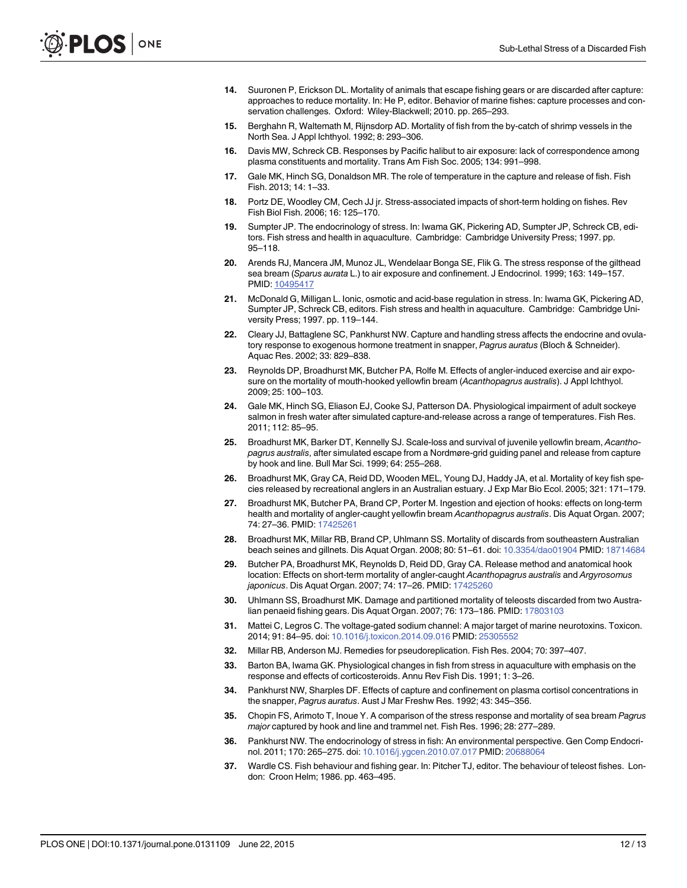14. Suuronen P, Erickson DL. Mortality of animals that escape fishing gears or are discarded after capture: approaches to reduce mortality. In: He P, editor. Behavior of marine fishes: capture processes and conservation challenges. Oxford: Wiley-Blackwell; 2010. pp. 265–293.

15. Berghahn R, Waltemath M, Rijnsdorp AD. Mortality of fish from the by-catch of shrimp vessels in the North Sea. J Appl Ichthyol. 1992; 8: 293–306.

16. Davis MW, Schreck CB. Responses by Pacific halibut to air exposure: lack of correspondence among plasma constituents and mortality. Trans Am Fish Soc. 2005; 134: 991–998.

17. Gale MK, Hinch SG, Donaldson MR. The role of temperature in the capture and release of fish. Fish Fish. 2013; 14: 1–33.

18. Portz DE, Woodley CM, Cech JJ jr. Stress-associated impacts of short-term holding on fishes. Rev Fish Biol Fish. 2006; 16: 125–170.

19. Sumpter JP. The endocrinology of stress. In: Iwama GK, Pickering AD, Sumpter JP, Schreck CB, editors. Fish stress and health in aquaculture. Cambridge: Cambridge University Press; 1997. pp. 95–118.

20. Arends RJ, Mancera JM, Munoz JL, Wendelaar Bonga SE, Flik G. The stress response of the gilthead sea bream (*Sparus aurata* L.) to air exposure and confinement. J Endocrinol. 1999; 163: 149–157. PMID: 10495417

21. McDonald G, Milligan L. Ionic, osmotic and acid-base regulation in stress. In: Iwama GK, Pickering AD, Sumpter JP, Schreck CB, editors. Fish stress and health in aquaculture. Cambridge: Cambridge University Press; 1997. pp. 119–144.

22. Cleary JJ, Battaglene SC, Pankhurst NW. Capture and handling stress affects the endocrine and ovulatory response to exogenous hormone treatment in snapper, *Pagrus auratus* (Bloch & Schneider). Aquac Res. 2002; 33: 829–838.

23. Reynolds DP, Broadhurst MK, Butcher PA, Rolfe M. Effects of angler-induced exercise and air exposure on the mortality of mouth-hooked yellowfin bream (*Acanthopagrus australis*). J Appl Ichthyol. 2009; 25: 100–103.

24. Gale MK, Hinch SG, Eliason EJ, Cooke SJ, Patterson DA. Physiological impairment of adult sockeye salmon in fresh water after simulated capture-and-release across a range of temperatures. Fish Res. 2011; 112: 85–95.

25. Broadhurst MK, Barker DT, Kennelly SJ. Scale-loss and survival of juvenile yellowfin bream, *Acanthopagrus australis*, after simulated escape from a Nordmøre-grid guiding panel and release from capture by hook and line. Bull Mar Sci. 1999; 64: 255–268.

26. Broadhurst MK, Gray CA, Reid DD, Wooden MEL, Young DJ, Haddy JA, et al. Mortality of key fish species released by recreational anglers in an Australian estuary. J Exp Mar Bio Ecol. 2005; 321: 171–179.

27. Broadhurst MK, Butcher PA, Brand CP, Porter M. Ingestion and ejection of hooks: effects on long-term health and mortality of angler-caught yellowfin bream *Acanthopagrus australis*. Dis Aquat Organ. 2007; 74: 27–36. PMID: 17425261

28. Broadhurst MK, Millar RB, Brand CP, Uhlmann SS. Mortality of discards from southeastern Australian beach seines and gillnets. Dis Aquat Organ. 2008; 80: 51–61. doi: 10.3354/dao01904 PMID: 18714684

29. Butcher PA, Broadhurst MK, Reynolds D, Reid DD, Gray CA. Release method and anatomical hook location: Effects on short-term mortality of angler-caught *Acanthopagrus australis* and *Argyrosomus japonicus*. Dis Aquat Organ. 2007; 74: 17–26. PMID: 17425260

30. Uhlmann SS, Broadhurst MK. Damage and partitioned mortality of teleosts discarded from two Australian penaeid fishing gears. Dis Aquat Organ. 2007; 76: 173–186. PMID: 17803103

31. Mattei C, Legros C. The voltage-gated sodium channel: A major target of marine neurotoxins. Toxicon. 2014; 91: 84–95. doi: 10.1016/j.toxicon.2014.09.016 PMID: 25305552

32. Millar RB, Anderson MJ. Remedies for pseudoreplication. Fish Res. 2004; 70: 397–407.

33. Barton BA, Iwama GK. Physiological changes in fish from stress in aquaculture with emphasis on the response and effects of corticosteroids. Annu Rev Fish Dis. 1991; 1: 3–26.

34. Pankhurst NW, Sharples DF. Effects of capture and confinement on plasma cortisol concentrations in the snapper, *Pagrus auratus*. Aust J Mar Freshw Res. 1992; 43: 345–356.

35. Chopin FS, Arimoto T, Inoue Y. A comparison of the stress response and mortality of sea bream *Pagrus major* captured by hook and line and trammel net. Fish Res. 1996; 28: 277–289.

36. Pankhurst NW. The endocrinology of stress in fish: An environmental perspective. Gen Comp Endocrinol. 2011; 170: 265–275. doi: 10.1016/j.ygcen.2010.07.017 PMID: 20688064

37. Wardle CS. Fish behaviour and fishing gear. In: Pitcher TJ, editor. The behaviour of teleost fishes. London: Croon Helm; 1986. pp. 463–495.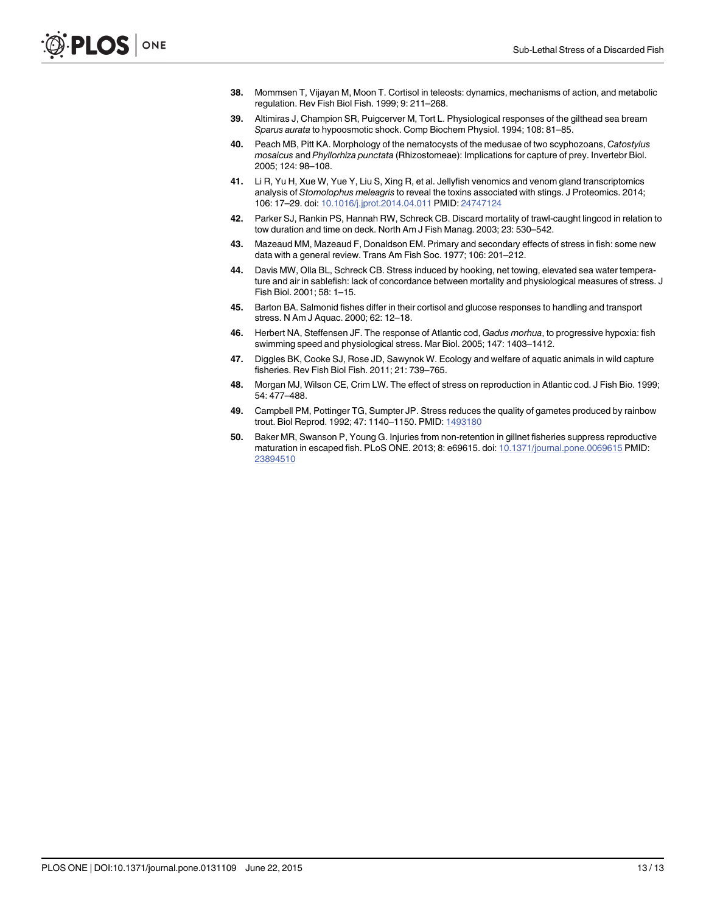38. Mommsen T, Vijayan M, Moon T. Cortisol in teleosts: dynamics, mechanisms of action, and metabolic regulation. Rev Fish Biol Fish. 1999; 9: 211–268.
39. Altimiras J, Champion SR, Puigcerver M, Tort L. Physiological responses of the gilthead sea bream *Sparus aurata* to hypoosmotic shock. Comp Biochem Physiol. 1994; 108: 81–85.
40. Peach MB, Pitt KA. Morphology of the nematocysts of the medusae of two scyphozoans, *Catostylus mosaicus* and *Phyllorhiza punctata* (Rhizostomeae): Implications for capture of prey. Invertebr Biol. 2005; 124: 98–108.
41. Li R, Yu H, Xue W, Yue Y, Liu S, Xing R, et al. Jellyfish venomics and venom gland transcriptomics analysis of *Stomolophus meleagris* to reveal the toxins associated with stings. J Proteomics. 2014; 106: 17–29. doi: 10.1016/j.jprot.2014.04.011 PMID: 24747124
42. Parker SJ, Rankin PS, Hannah RW, Schreck CB. Discard mortality of trawl-caught lingcod in relation to tow duration and time on deck. North Am J Fish Manag. 2003; 23: 530–542.
43. Mazeaud MM, Mazeaud F, Donaldson EM. Primary and secondary effects of stress in fish: some new data with a general review. Trans Am Fish Soc. 1977; 106: 201–212.
44. Davis MW, Olla BL, Schreck CB. Stress induced by hooking, net towing, elevated sea water temperature and air in sablefish: lack of concordance between mortality and physiological measures of stress. J Fish Biol. 2001; 58: 1–15.
45. Barton BA. Salmonid fishes differ in their cortisol and glucose responses to handling and transport stress. N Am J Aquac. 2000; 62: 12–18.
46. Herbert NA, Steffensen JF. The response of Atlantic cod, *Gadus morhua*, to progressive hypoxia: fish swimming speed and physiological stress. Mar Biol. 2005; 147: 1403–1412.
47. Diggles BK, Cooke SJ, Rose JD, Sawynok W. Ecology and welfare of aquatic animals in wild capture fisheries. Rev Fish Biol Fish. 2011; 21: 739–765.
48. Morgan MJ, Wilson CE, Crim LW. The effect of stress on reproduction in Atlantic cod. J Fish Bio. 1999; 54: 477–488.
49. Campbell PM, Pottinger TG, Sumpter JP. Stress reduces the quality of gametes produced by rainbow trout. Biol Reprod. 1992; 47: 1140–1150. PMID: 1493180
50. Baker MR, Swanson P, Young G. Injuries from non-retention in gillnet fisheries suppress reproductive maturation in escaped fish. PLoS ONE. 2013; 8: e69615. doi: 10.1371/journal.pone.0069615 PMID: 23894510